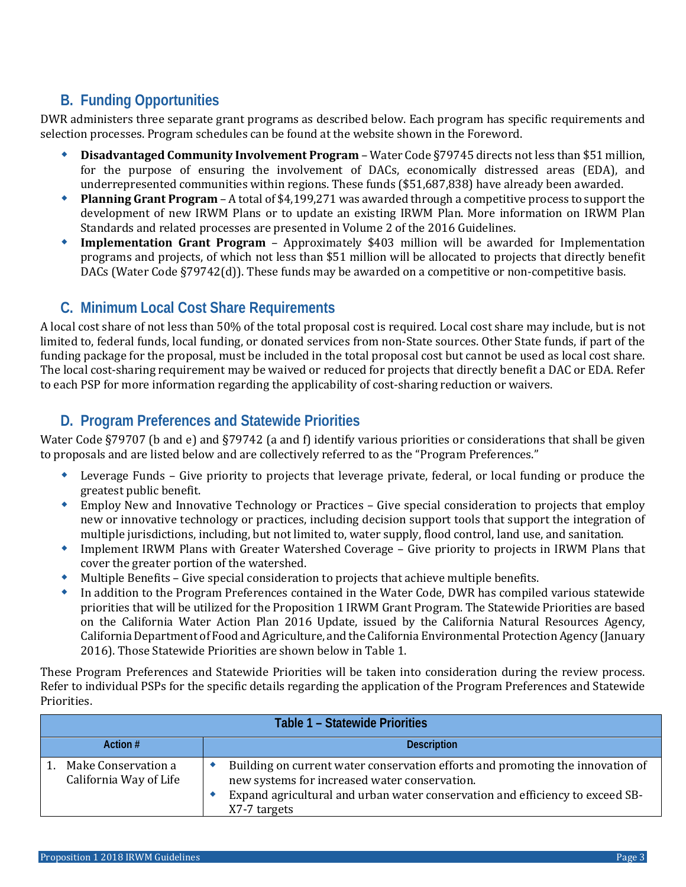## B. Funding Opportunities

DWR administers three separate grant programs as described below. Each program has specific requirements and selection processes. Program schedules can be found at the website shown in the Foreword.

- **Disadvantaged Community Involvement Program** – Water Code §79745 directs not less than $51 million, for the purpose of ensuring the involvement of DACs, economically distressed areas (EDA), and underrepresented communities within regions. These funds ($51,687,838) have already been awarded.
- **Planning Grant Program** – A total of $4,199,271 was awarded through a competitive process to support the development of new IRWM Plans or to update an existing IRWM Plan. More information on IRWM Plan Standards and related processes are presented in Volume 2 of the 2016 Guidelines.
- **Implementation Grant Program** – Approximately $403 million will be awarded for Implementation programs and projects, of which not less than $51 million will be allocated to projects that directly benefit DACs (Water Code §79742(d)). These funds may be awarded on a competitive or non-competitive basis.

## C. Minimum Local Cost Share Requirements

A local cost share of not less than 50% of the total proposal cost is required. Local cost share may include, but is not limited to, federal funds, local funding, or donated services from non-State sources. Other State funds, if part of the funding package for the proposal, must be included in the total proposal cost but cannot be used as local cost share. The local cost-sharing requirement may be waived or reduced for projects that directly benefit a DAC or EDA. Refer to each PSP for more information regarding the applicability of cost-sharing reduction or waivers.

## D. Program Preferences and Statewide Priorities

Water Code §79707 (b and e) and §79742 (a and f) identify various priorities or considerations that shall be given to proposals and are listed below and are collectively referred to as the "Program Preferences."

- Leverage Funds – Give priority to projects that leverage private, federal, or local funding or produce the greatest public benefit.
- Employ New and Innovative Technology or Practices – Give special consideration to projects that employ new or innovative technology or practices, including decision support tools that support the integration of multiple jurisdictions, including, but not limited to, water supply, flood control, land use, and sanitation.
- Implement IRWM Plans with Greater Watershed Coverage – Give priority to projects in IRWM Plans that cover the greater portion of the watershed.
- Multiple Benefits – Give special consideration to projects that achieve multiple benefits.
- In addition to the Program Preferences contained in the Water Code, DWR has compiled various statewide priorities that will be utilized for the Proposition 1 IRWM Grant Program. The Statewide Priorities are based on the California Water Action Plan 2016 Update, issued by the California Natural Resources Agency, California Department of Food and Agriculture, and the California Environmental Protection Agency (January 2016). Those Statewide Priorities are shown below in Table 1.

These Program Preferences and Statewide Priorities will be taken into consideration during the review process. Refer to individual PSPs for the specific details regarding the application of the Program Preferences and Statewide Priorities.

**Table 1 – Statewide Priorities**

| Action # | Description |
|---|---|
| 1. Make Conservation a California Way of Life | • Building on current water conservation efforts and promoting the innovation of new systems for increased water conservation.<br>• Expand agricultural and urban water conservation and efficiency to exceed SB-X7-7 targets |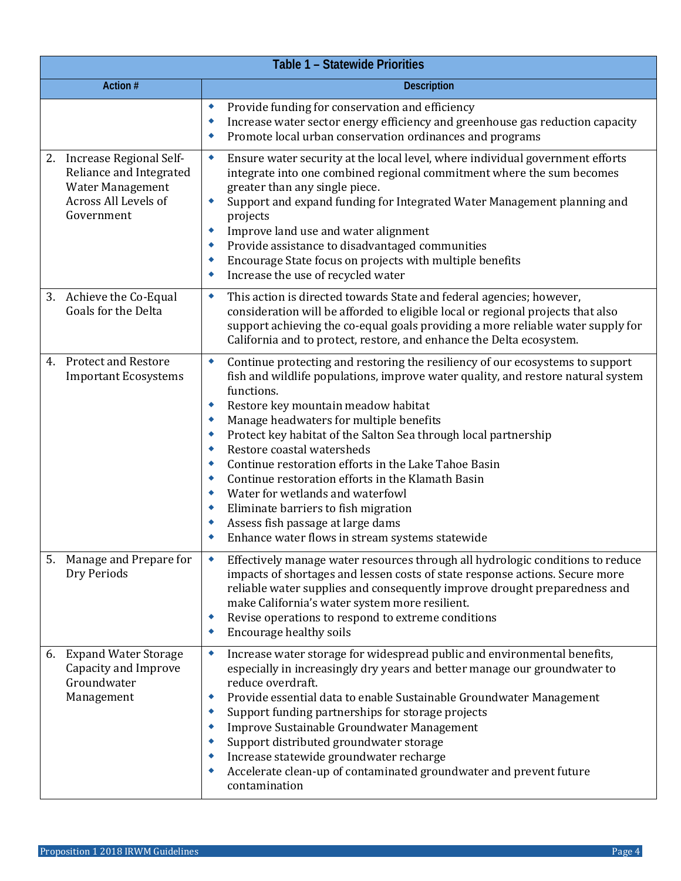| Table 1 – Statewide Priorities | |
|---|---|
| **Action #** | **Description** |
| | ◆ Provide funding for conservation and efficiency<br>◆ Increase water sector energy efficiency and greenhouse gas reduction capacity<br>◆ Promote local urban conservation ordinances and programs |
| 2. Increase Regional Self-Reliance and Integrated Water Management Across All Levels of Government | ◆ Ensure water security at the local level, where individual government efforts integrate into one combined regional commitment where the sum becomes greater than any single piece.<br>◆ Support and expand funding for Integrated Water Management planning and projects<br>◆ Improve land use and water alignment<br>◆ Provide assistance to disadvantaged communities<br>◆ Encourage State focus on projects with multiple benefits<br>◆ Increase the use of recycled water |
| 3. Achieve the Co-Equal Goals for the Delta | ◆ This action is directed towards State and federal agencies; however, consideration will be afforded to eligible local or regional projects that also support achieving the co-equal goals providing a more reliable water supply for California and to protect, restore, and enhance the Delta ecosystem. |
| 4. Protect and Restore Important Ecosystems | ◆ Continue protecting and restoring the resiliency of our ecosystems to support fish and wildlife populations, improve water quality, and restore natural system functions.<br>◆ Restore key mountain meadow habitat<br>◆ Manage headwaters for multiple benefits<br>◆ Protect key habitat of the Salton Sea through local partnership<br>◆ Restore coastal watersheds<br>◆ Continue restoration efforts in the Lake Tahoe Basin<br>◆ Continue restoration efforts in the Klamath Basin<br>◆ Water for wetlands and waterfowl<br>◆ Eliminate barriers to fish migration<br>◆ Assess fish passage at large dams<br>◆ Enhance water flows in stream systems statewide |
| 5. Manage and Prepare for Dry Periods | ◆ Effectively manage water resources through all hydrologic conditions to reduce impacts of shortages and lessen costs of state response actions. Secure more reliable water supplies and consequently improve drought preparedness and make California's water system more resilient.<br>◆ Revise operations to respond to extreme conditions<br>◆ Encourage healthy soils |
| 6. Expand Water Storage Capacity and Improve Groundwater Management | ◆ Increase water storage for widespread public and environmental benefits, especially in increasingly dry years and better manage our groundwater to reduce overdraft.<br>◆ Provide essential data to enable Sustainable Groundwater Management<br>◆ Support funding partnerships for storage projects<br>◆ Improve Sustainable Groundwater Management<br>◆ Support distributed groundwater storage<br>◆ Increase statewide groundwater recharge<br>◆ Accelerate clean-up of contaminated groundwater and prevent future contamination |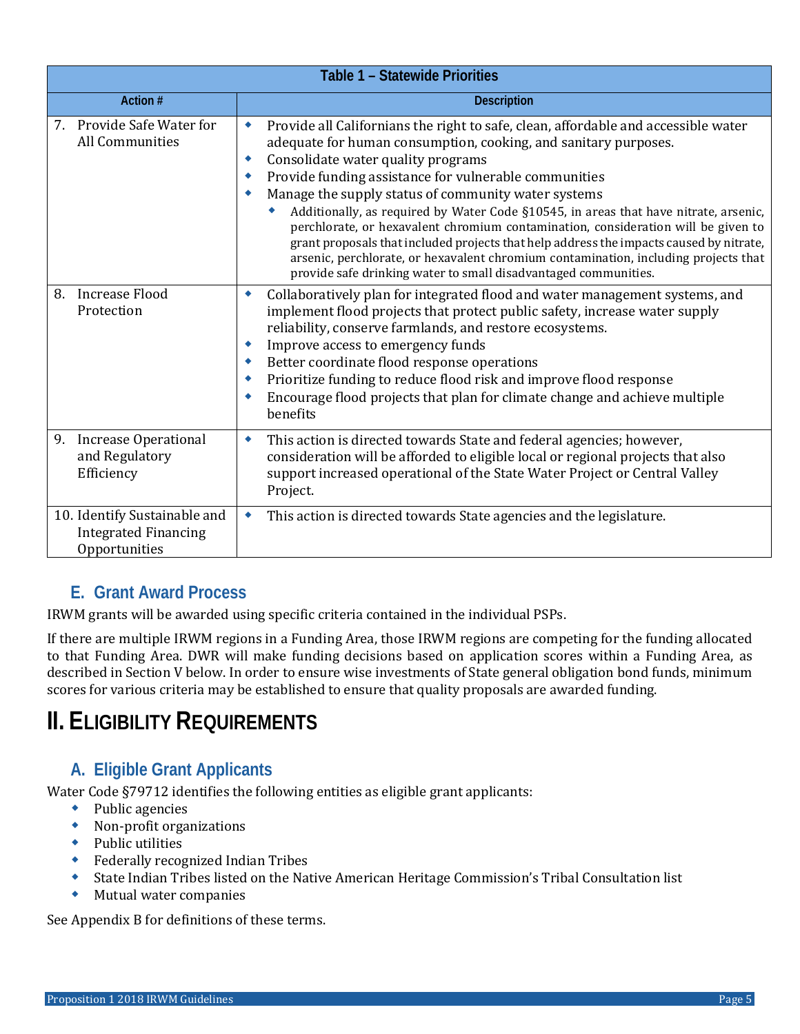| Table 1 – Statewide Priorities | |
|---|---|
| **Action #** | **Description** |
| 7. Provide Safe Water for All Communities | • Provide all Californians the right to safe, clean, affordable and accessible water adequate for human consumption, cooking, and sanitary purposes.<br>• Consolidate water quality programs<br>• Provide funding assistance for vulnerable communities<br>• Manage the supply status of community water systems<br>  • Additionally, as required by Water Code §10545, in areas that have nitrate, arsenic, perchlorate, or hexavalent chromium contamination, consideration will be given to grant proposals that included projects that help address the impacts caused by nitrate, arsenic, perchlorate, or hexavalent chromium contamination, including projects that provide safe drinking water to small disadvantaged communities. |
| 8. Increase Flood Protection | • Collaboratively plan for integrated flood and water management systems, and implement flood projects that protect public safety, increase water supply reliability, conserve farmlands, and restore ecosystems.<br>• Improve access to emergency funds<br>• Better coordinate flood response operations<br>• Prioritize funding to reduce flood risk and improve flood response<br>• Encourage flood projects that plan for climate change and achieve multiple benefits |
| 9. Increase Operational and Regulatory Efficiency | • This action is directed towards State and federal agencies; however, consideration will be afforded to eligible local or regional projects that also support increased operational of the State Water Project or Central Valley Project. |
| 10. Identify Sustainable and Integrated Financing Opportunities | • This action is directed towards State agencies and the legislature. |

### E. Grant Award Process

IRWM grants will be awarded using specific criteria contained in the individual PSPs.

If there are multiple IRWM regions in a Funding Area, those IRWM regions are competing for the funding allocated to that Funding Area. DWR will make funding decisions based on application scores within a Funding Area, as described in Section V below. In order to ensure wise investments of State general obligation bond funds, minimum scores for various criteria may be established to ensure that quality proposals are awarded funding.

## II. Eligibility Requirements

### A. Eligible Grant Applicants

Water Code §79712 identifies the following entities as eligible grant applicants:

- Public agencies
- Non-profit organizations
- Public utilities
- Federally recognized Indian Tribes
- State Indian Tribes listed on the Native American Heritage Commission's Tribal Consultation list
- Mutual water companies

See Appendix B for definitions of these terms.